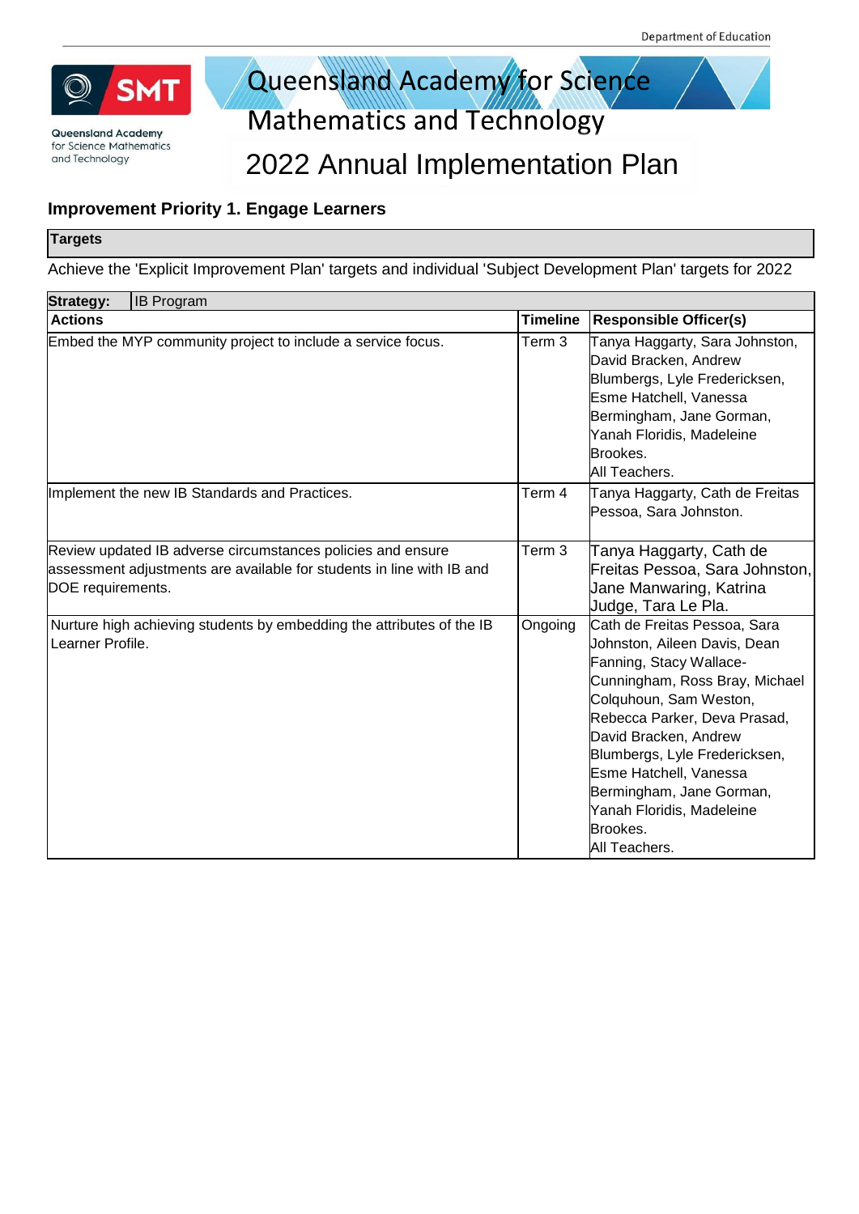# Queensland Academy for Science Mathematics and Technology

# 2022 Annual Implementation Plan

## Improvement Priority 1. Engage Learners

**Targets**

Achieve the 'Explicit Improvement Plan' targets and individual 'Subject Development Plan' targets for 2022

**Strategy:** IB Program

| Actions | Timeline | Responsible Officer(s) |
|---|---|---|
| Embed the MYP community project to include a service focus. | Term 3 | Tanya Haggarty, Sara Johnston, David Bracken, Andrew Blumbergs, Lyle Fredericksen, Esme Hatchell, Vanessa Bermingham, Jane Gorman, Yanah Floridis, Madeleine Brookes.<br>All Teachers. |
| Implement the new IB Standards and Practices. | Term 4 | Tanya Haggarty, Cath de Freitas Pessoa, Sara Johnston. |
| Review updated IB adverse circumstances policies and ensure assessment adjustments are available for students in line with IB and DOE requirements. | Term 3 | Tanya Haggarty, Cath de Freitas Pessoa, Sara Johnston, Jane Manwaring, Katrina Judge, Tara Le Pla. |
| Nurture high achieving students by embedding the attributes of the IB Learner Profile. | Ongoing | Cath de Freitas Pessoa, Sara Johnston, Aileen Davis, Dean Fanning, Stacy Wallace-Cunningham, Ross Bray, Michael Colquhoun, Sam Weston, Rebecca Parker, Deva Prasad, David Bracken, Andrew Blumbergs, Lyle Fredericksen, Esme Hatchell, Vanessa Bermingham, Jane Gorman, Yanah Floridis, Madeleine Brookes.<br>All Teachers. |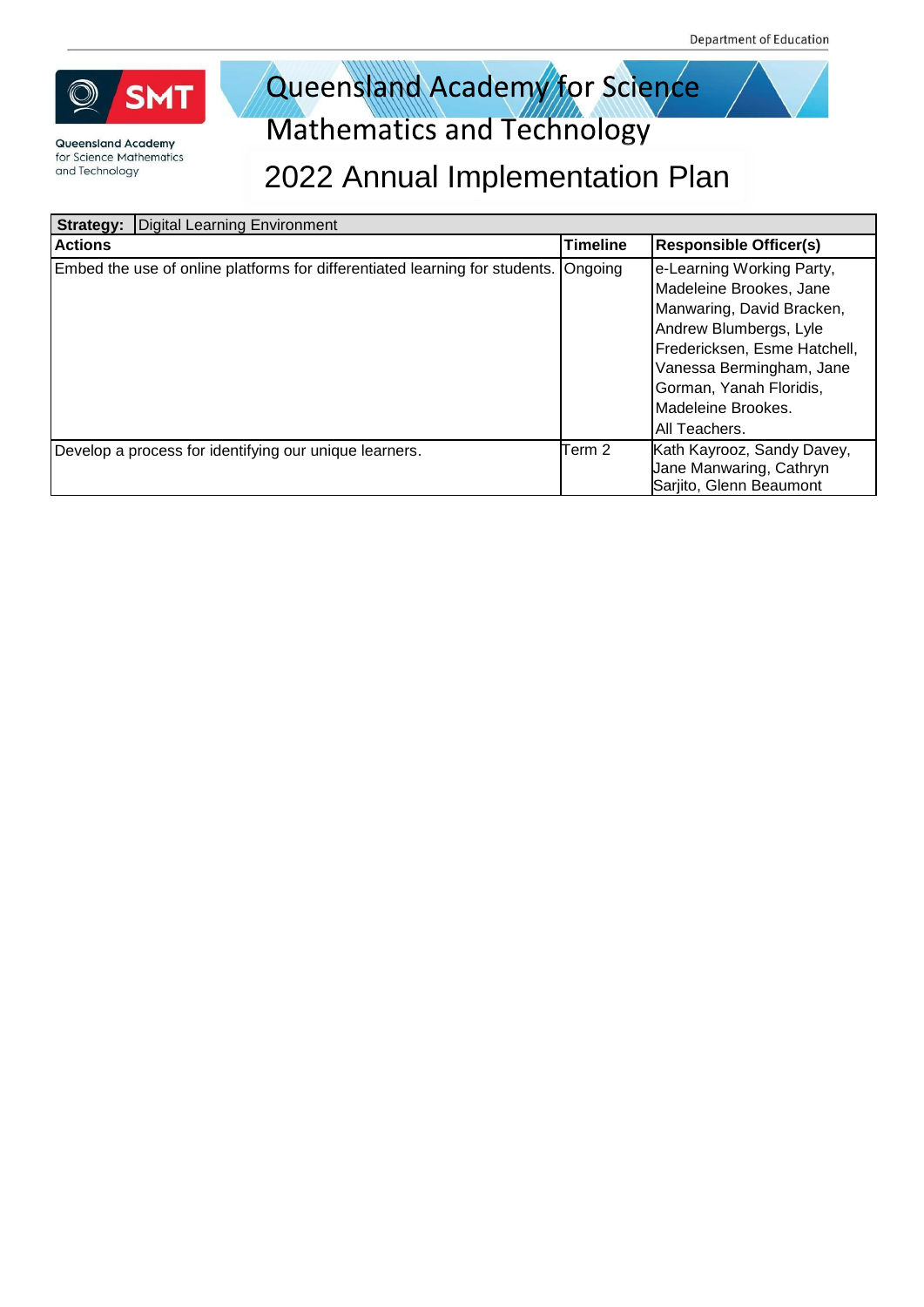# Queensland Academy for Science Mathematics and Technology

## 2022 Annual Implementation Plan

| **Strategy:** Digital Learning Environment | | |
|---|---|---|
| **Actions** | **Timeline** | **Responsible Officer(s)** |
| Embed the use of online platforms for differentiated learning for students. | Ongoing | e-Learning Working Party, Madeleine Brookes, Jane Manwaring, David Bracken, Andrew Blumbergs, Lyle Fredericksen, Esme Hatchell, Vanessa Bermingham, Jane Gorman, Yanah Floridis, Madeleine Brookes. All Teachers. |
| Develop a process for identifying our unique learners. | Term 2 | Kath Kayrooz, Sandy Davey, Jane Manwaring, Cathryn Sarjito, Glenn Beaumont |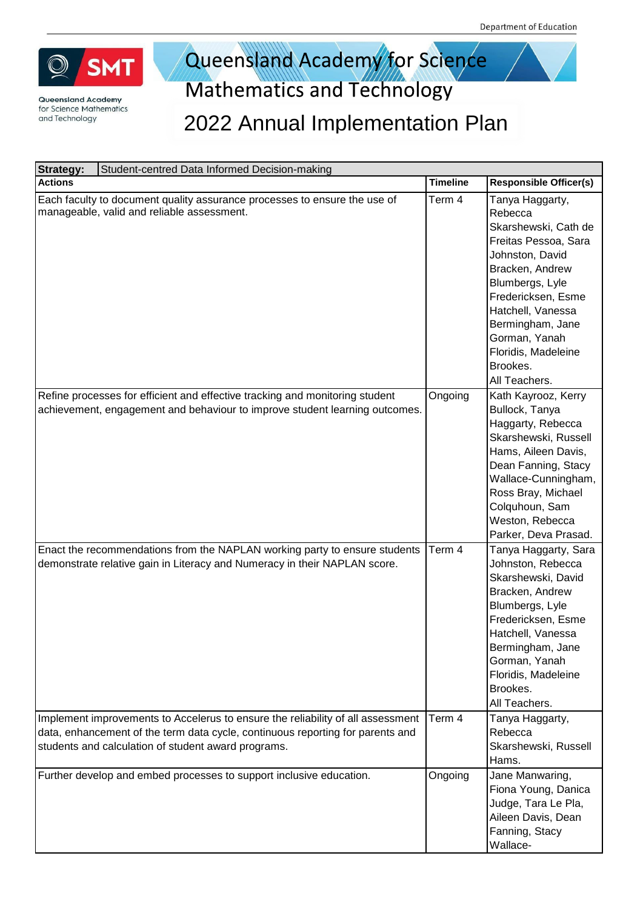Queensland Academy for Science Mathematics and Technology

# 2022 Annual Implementation Plan

| **Strategy:** Student-centred Data Informed Decision-making | | |
|---|---|---|
| **Actions** | **Timeline** | **Responsible Officer(s)** |
| Each faculty to document quality assurance processes to ensure the use of manageable, valid and reliable assessment. | Term 4 | Tanya Haggarty, Rebecca Skarshewski, Cath de Freitas Pessoa, Sara Johnston, David Bracken, Andrew Blumbergs, Lyle Fredericksen, Esme Hatchell, Vanessa Bermingham, Jane Gorman, Yanah Floridis, Madeleine Brookes. All Teachers. |
| Refine processes for efficient and effective tracking and monitoring student achievement, engagement and behaviour to improve student learning outcomes. | Ongoing | Kath Kayrooz, Kerry Bullock, Tanya Haggarty, Rebecca Skarshewski, Russell Hams, Aileen Davis, Dean Fanning, Stacy Wallace-Cunningham, Ross Bray, Michael Colquhoun, Sam Weston, Rebecca Parker, Deva Prasad. |
| Enact the recommendations from the NAPLAN working party to ensure students demonstrate relative gain in Literacy and Numeracy in their NAPLAN score. | Term 4 | Tanya Haggarty, Sara Johnston, Rebecca Skarshewski, David Bracken, Andrew Blumbergs, Lyle Fredericksen, Esme Hatchell, Vanessa Bermingham, Jane Gorman, Yanah Floridis, Madeleine Brookes. All Teachers. |
| Implement improvements to Accelerus to ensure the reliability of all assessment data, enhancement of the term data cycle, continuous reporting for parents and students and calculation of student award programs. | Term 4 | Tanya Haggarty, Rebecca Skarshewski, Russell Hams. |
| Further develop and embed processes to support inclusive education. | Ongoing | Jane Manwaring, Fiona Young, Danica Judge, Tara Le Pla, Aileen Davis, Dean Fanning, Stacy Wallace- |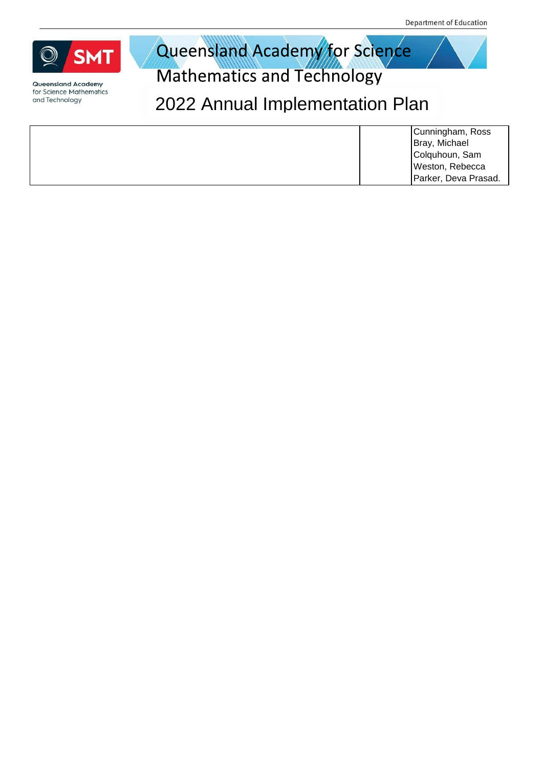# Queensland Academy for Science Mathematics and Technology

# 2022 Annual Implementation Plan

| | | |
|---|---|---|
| | | Cunningham, Ross<br>Bray, Michael<br>Colquhoun, Sam<br>Weston, Rebecca<br>Parker, Deva Prasad. |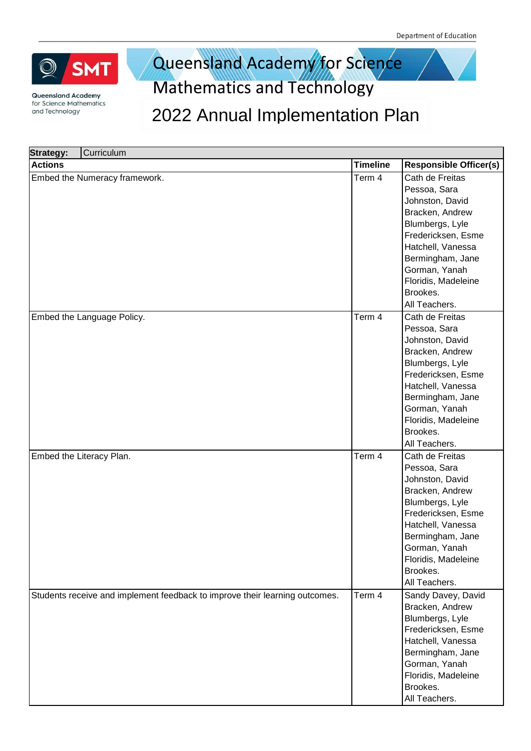Department of Education

# Queensland Academy for Science Mathematics and Technology

# 2022 Annual Implementation Plan

| Strategy: Curriculum | | |
|---|---|---|
| **Actions** | **Timeline** | **Responsible Officer(s)** |
| Embed the Numeracy framework. | Term 4 | Cath de Freitas<br>Pessoa, Sara<br>Johnston, David<br>Bracken, Andrew<br>Blumbergs, Lyle<br>Fredericksen, Esme<br>Hatchell, Vanessa<br>Bermingham, Jane<br>Gorman, Yanah<br>Floridis, Madeleine<br>Brookes.<br>All Teachers. |
| Embed the Language Policy. | Term 4 | Cath de Freitas<br>Pessoa, Sara<br>Johnston, David<br>Bracken, Andrew<br>Blumbergs, Lyle<br>Fredericksen, Esme<br>Hatchell, Vanessa<br>Bermingham, Jane<br>Gorman, Yanah<br>Floridis, Madeleine<br>Brookes.<br>All Teachers. |
| Embed the Literacy Plan. | Term 4 | Cath de Freitas<br>Pessoa, Sara<br>Johnston, David<br>Bracken, Andrew<br>Blumbergs, Lyle<br>Fredericksen, Esme<br>Hatchell, Vanessa<br>Bermingham, Jane<br>Gorman, Yanah<br>Floridis, Madeleine<br>Brookes.<br>All Teachers. |
| Students receive and implement feedback to improve their learning outcomes. | Term 4 | Sandy Davey, David<br>Bracken, Andrew<br>Blumbergs, Lyle<br>Fredericksen, Esme<br>Hatchell, Vanessa<br>Bermingham, Jane<br>Gorman, Yanah<br>Floridis, Madeleine<br>Brookes.<br>All Teachers. |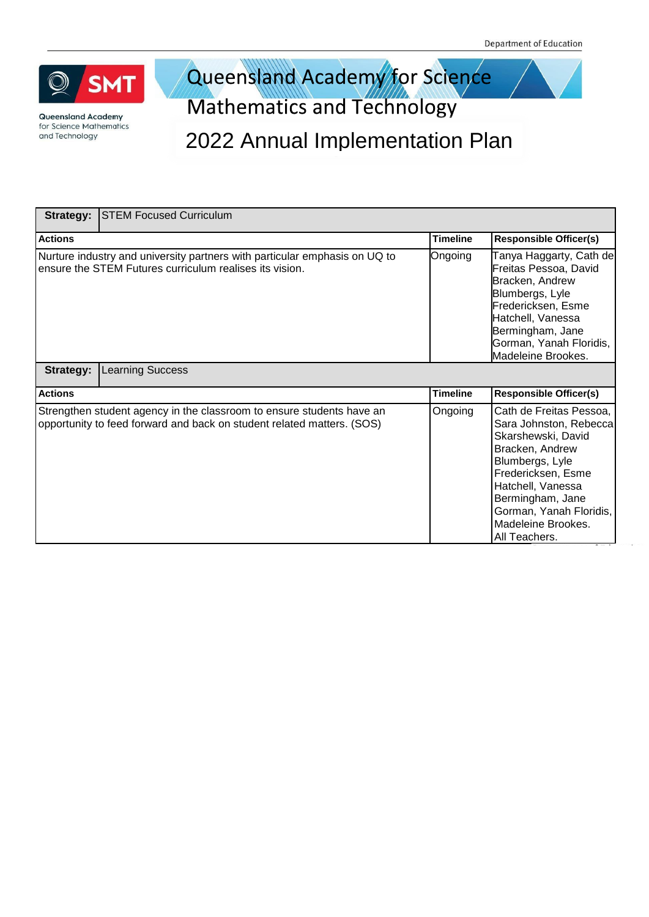# Queensland Academy for Science Mathematics and Technology

## 2022 Annual Implementation Plan

| **Strategy:** | STEM Focused Curriculum | |
|---|---|---|
| **Actions** | **Timeline** | **Responsible Officer(s)** |
| Nurture industry and university partners with particular emphasis on UQ to ensure the STEM Futures curriculum realises its vision. | Ongoing | Tanya Haggarty, Cath de Freitas Pessoa, David Bracken, Andrew Blumbergs, Lyle Fredericksen, Esme Hatchell, Vanessa Bermingham, Jane Gorman, Yanah Floridis, Madeleine Brookes. |

| **Strategy:** | Learning Success | |
|---|---|---|
| **Actions** | **Timeline** | **Responsible Officer(s)** |
| Strengthen student agency in the classroom to ensure students have an opportunity to feed forward and back on student related matters. (SOS) | Ongoing | Cath de Freitas Pessoa, Sara Johnston, Rebecca Skarshewski, David Bracken, Andrew Blumbergs, Lyle Fredericksen, Esme Hatchell, Vanessa Bermingham, Jane Gorman, Yanah Floridis, Madeleine Brookes. All Teachers. |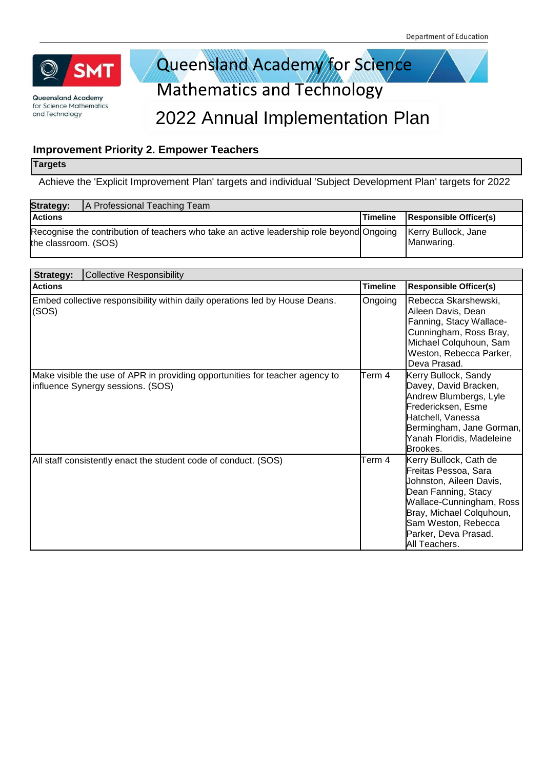Department of Education

Queensland Academy for Science Mathematics and Technology

# Queensland Academy for Science Mathematics and Technology

# 2022 Annual Implementation Plan

## Improvement Priority 2. Empower Teachers

**Targets**

Achieve the 'Explicit Improvement Plan' targets and individual 'Subject Development Plan' targets for 2022

| **Strategy:** A Professional Teaching Team | | |
|---|---|---|
| **Actions** | **Timeline** | **Responsible Officer(s)** |
| Recognise the contribution of teachers who take an active leadership role beyond the classroom. (SOS) | Ongoing | Kerry Bullock, Jane Manwaring. |

| **Strategy:** Collective Responsibility | | |
|---|---|---|
| **Actions** | **Timeline** | **Responsible Officer(s)** |
| Embed collective responsibility within daily operations led by House Deans. (SOS) | Ongoing | Rebecca Skarshewski, Aileen Davis, Dean Fanning, Stacy Wallace-Cunningham, Ross Bray, Michael Colquhoun, Sam Weston, Rebecca Parker, Deva Prasad. |
| Make visible the use of APR in providing opportunities for teacher agency to influence Synergy sessions. (SOS) | Term 4 | Kerry Bullock, Sandy Davey, David Bracken, Andrew Blumbergs, Lyle Fredericksen, Esme Hatchell, Vanessa Bermingham, Jane Gorman, Yanah Floridis, Madeleine Brookes. |
| All staff consistently enact the student code of conduct. (SOS) | Term 4 | Kerry Bullock, Cath de Freitas Pessoa, Sara Johnston, Aileen Davis, Dean Fanning, Stacy Wallace-Cunningham, Ross Bray, Michael Colquhoun, Sam Weston, Rebecca Parker, Deva Prasad. All Teachers. |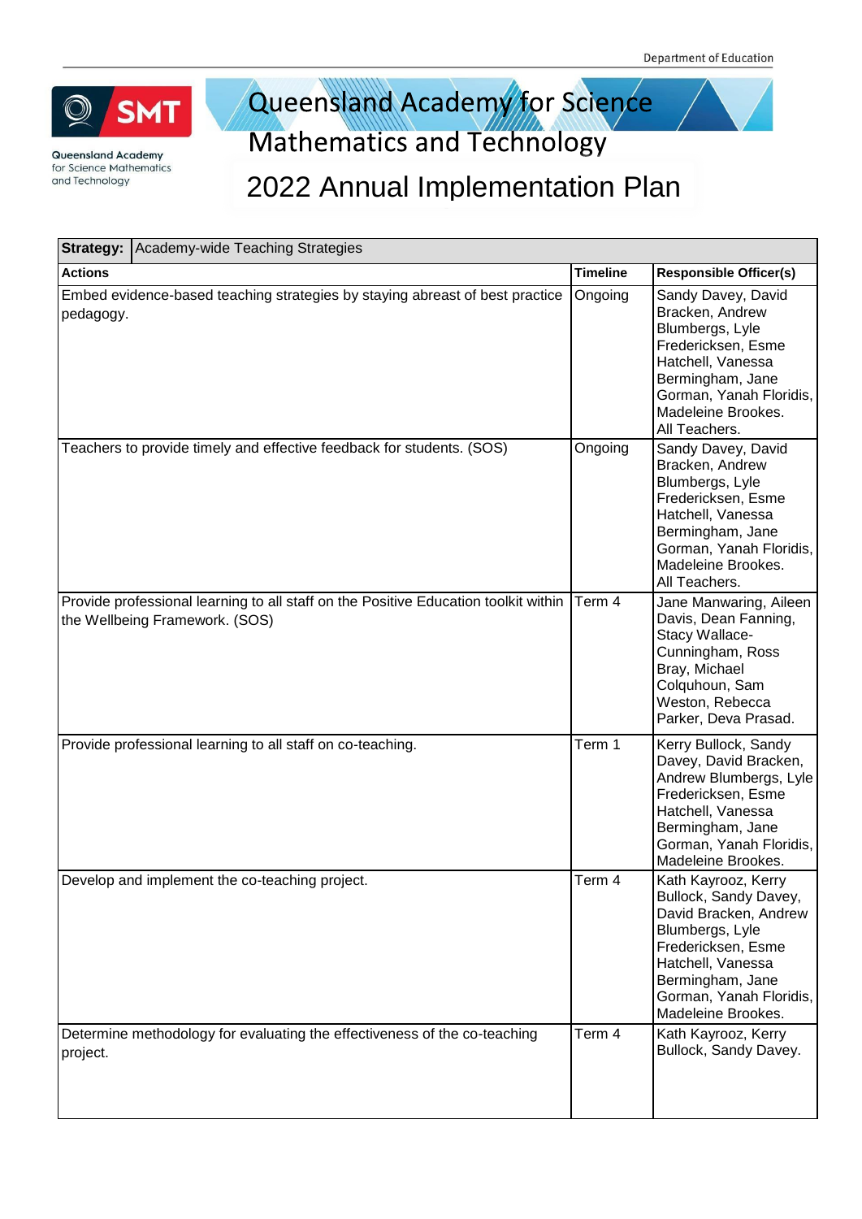# Queensland Academy for Science Mathematics and Technology

# 2022 Annual Implementation Plan

| **Strategy:** Academy-wide Teaching Strategies | | |
|---|---|---|
| **Actions** | **Timeline** | **Responsible Officer(s)** |
| Embed evidence-based teaching strategies by staying abreast of best practice pedagogy. | Ongoing | Sandy Davey, David Bracken, Andrew Blumbergs, Lyle Fredericksen, Esme Hatchell, Vanessa Bermingham, Jane Gorman, Yanah Floridis, Madeleine Brookes. All Teachers. |
| Teachers to provide timely and effective feedback for students. (SOS) | Ongoing | Sandy Davey, David Bracken, Andrew Blumbergs, Lyle Fredericksen, Esme Hatchell, Vanessa Bermingham, Jane Gorman, Yanah Floridis, Madeleine Brookes. All Teachers. |
| Provide professional learning to all staff on the Positive Education toolkit within the Wellbeing Framework. (SOS) | Term 4 | Jane Manwaring, Aileen Davis, Dean Fanning, Stacy Wallace-Cunningham, Ross Bray, Michael Colquhoun, Sam Weston, Rebecca Parker, Deva Prasad. |
| Provide professional learning to all staff on co-teaching. | Term 1 | Kerry Bullock, Sandy Davey, David Bracken, Andrew Blumbergs, Lyle Fredericksen, Esme Hatchell, Vanessa Bermingham, Jane Gorman, Yanah Floridis, Madeleine Brookes. |
| Develop and implement the co-teaching project. | Term 4 | Kath Kayrooz, Kerry Bullock, Sandy Davey, David Bracken, Andrew Blumbergs, Lyle Fredericksen, Esme Hatchell, Vanessa Bermingham, Jane Gorman, Yanah Floridis, Madeleine Brookes. |
| Determine methodology for evaluating the effectiveness of the co-teaching project. | Term 4 | Kath Kayrooz, Kerry Bullock, Sandy Davey. |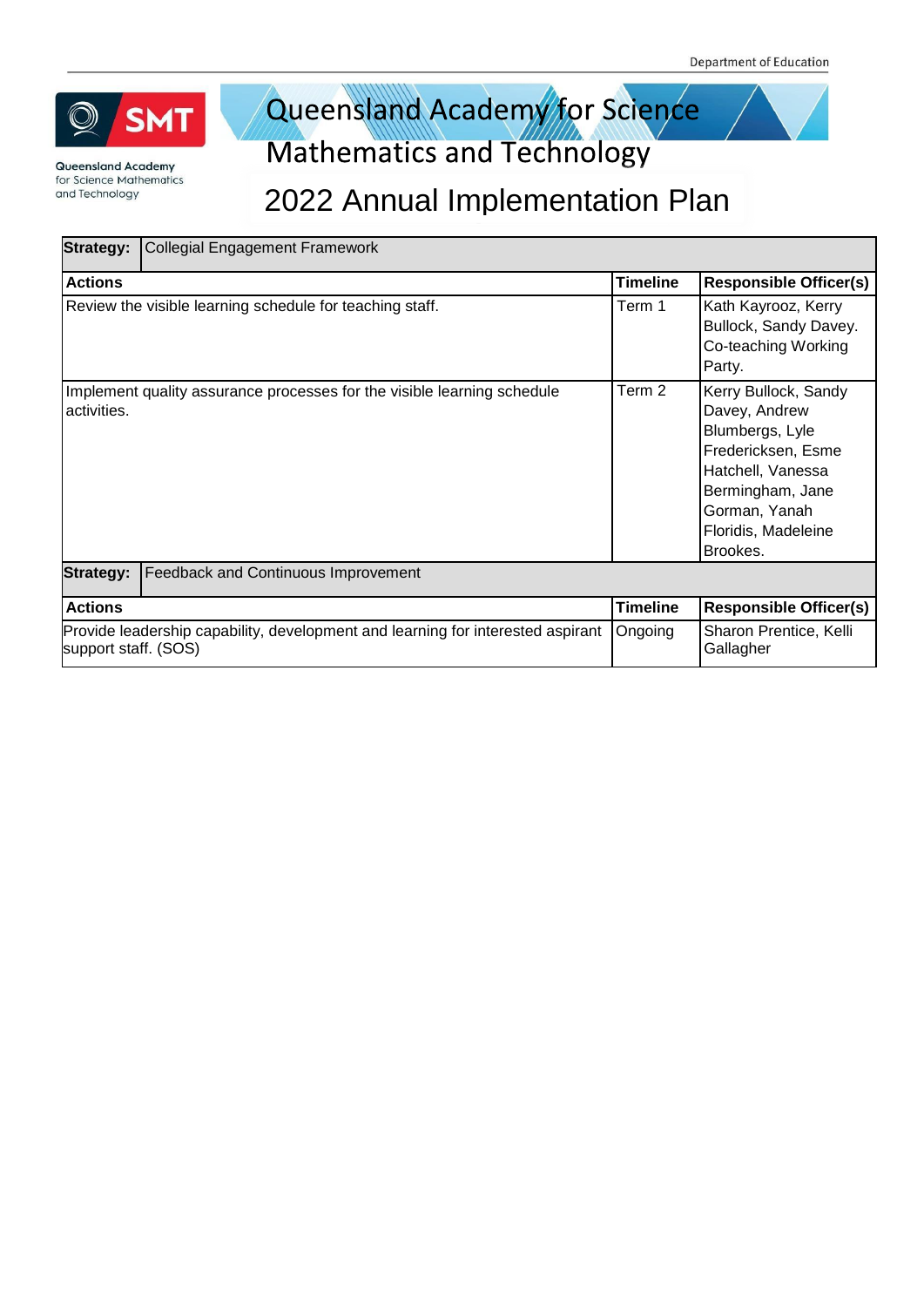# Queensland Academy for Science Mathematics and Technology

# 2022 Annual Implementation Plan

| Strategy: | Collegial Engagement Framework | |
|---|---|---|
| **Actions** | **Timeline** | **Responsible Officer(s)** |
| Review the visible learning schedule for teaching staff. | Term 1 | Kath Kayrooz, Kerry Bullock, Sandy Davey. Co-teaching Working Party. |
| Implement quality assurance processes for the visible learning schedule activities. | Term 2 | Kerry Bullock, Sandy Davey, Andrew Blumbergs, Lyle Fredericksen, Esme Hatchell, Vanessa Bermingham, Jane Gorman, Yanah Floridis, Madeleine Brookes. |

| Strategy: | Feedback and Continuous Improvement | |
|---|---|---|
| **Actions** | **Timeline** | **Responsible Officer(s)** |
| Provide leadership capability, development and learning for interested aspirant support staff. (SOS) | Ongoing | Sharon Prentice, Kelli Gallagher |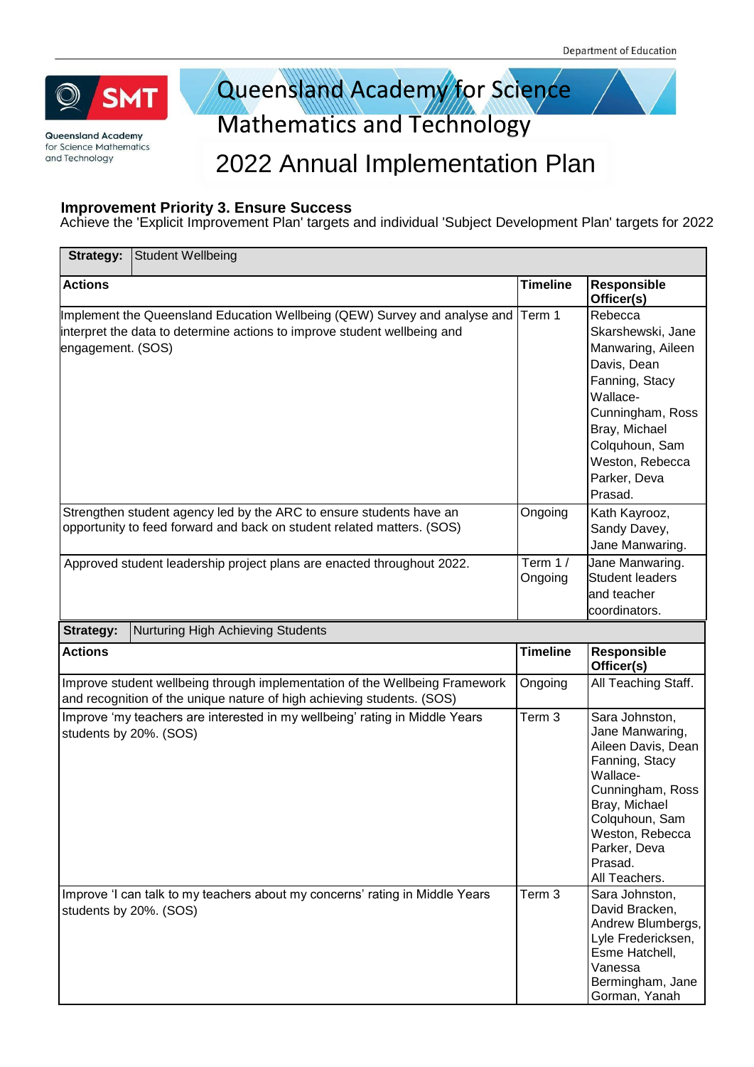Department of Education

# Queensland Academy for Science Mathematics and Technology

## 2022 Annual Implementation Plan

### Improvement Priority 3. Ensure Success

Achieve the 'Explicit Improvement Plan' targets and individual 'Subject Development Plan' targets for 2022

| Strategy: Student Wellbeing | | |
|---|---|---|
| **Actions** | **Timeline** | **Responsible Officer(s)** |
| Implement the Queensland Education Wellbeing (QEW) Survey and analyse and interpret the data to determine actions to improve student wellbeing and engagement. (SOS) | Term 1 | Rebecca Skarshewski, Jane Manwaring, Aileen Davis, Dean Fanning, Stacy Wallace-Cunningham, Ross Bray, Michael Colquhoun, Sam Weston, Rebecca Parker, Deva Prasad. |
| Strengthen student agency led by the ARC to ensure students have an opportunity to feed forward and back on student related matters. (SOS) | Ongoing | Kath Kayrooz, Sandy Davey, Jane Manwaring. |
| Approved student leadership project plans are enacted throughout 2022. | Term 1 / Ongoing | Jane Manwaring. Student leaders and teacher coordinators. |

| Strategy: Nurturing High Achieving Students | | |
|---|---|---|
| **Actions** | **Timeline** | **Responsible Officer(s)** |
| Improve student wellbeing through implementation of the Wellbeing Framework and recognition of the unique nature of high achieving students. (SOS) | Ongoing | All Teaching Staff. |
| Improve 'my teachers are interested in my wellbeing' rating in Middle Years students by 20%. (SOS) | Term 3 | Sara Johnston, Jane Manwaring, Aileen Davis, Dean Fanning, Stacy Wallace-Cunningham, Ross Bray, Michael Colquhoun, Sam Weston, Rebecca Parker, Deva Prasad. All Teachers. |
| Improve 'I can talk to my teachers about my concerns' rating in Middle Years students by 20%. (SOS) | Term 3 | Sara Johnston, David Bracken, Andrew Blumbergs, Lyle Fredericksen, Esme Hatchell, Vanessa Bermingham, Jane Gorman, Yanah |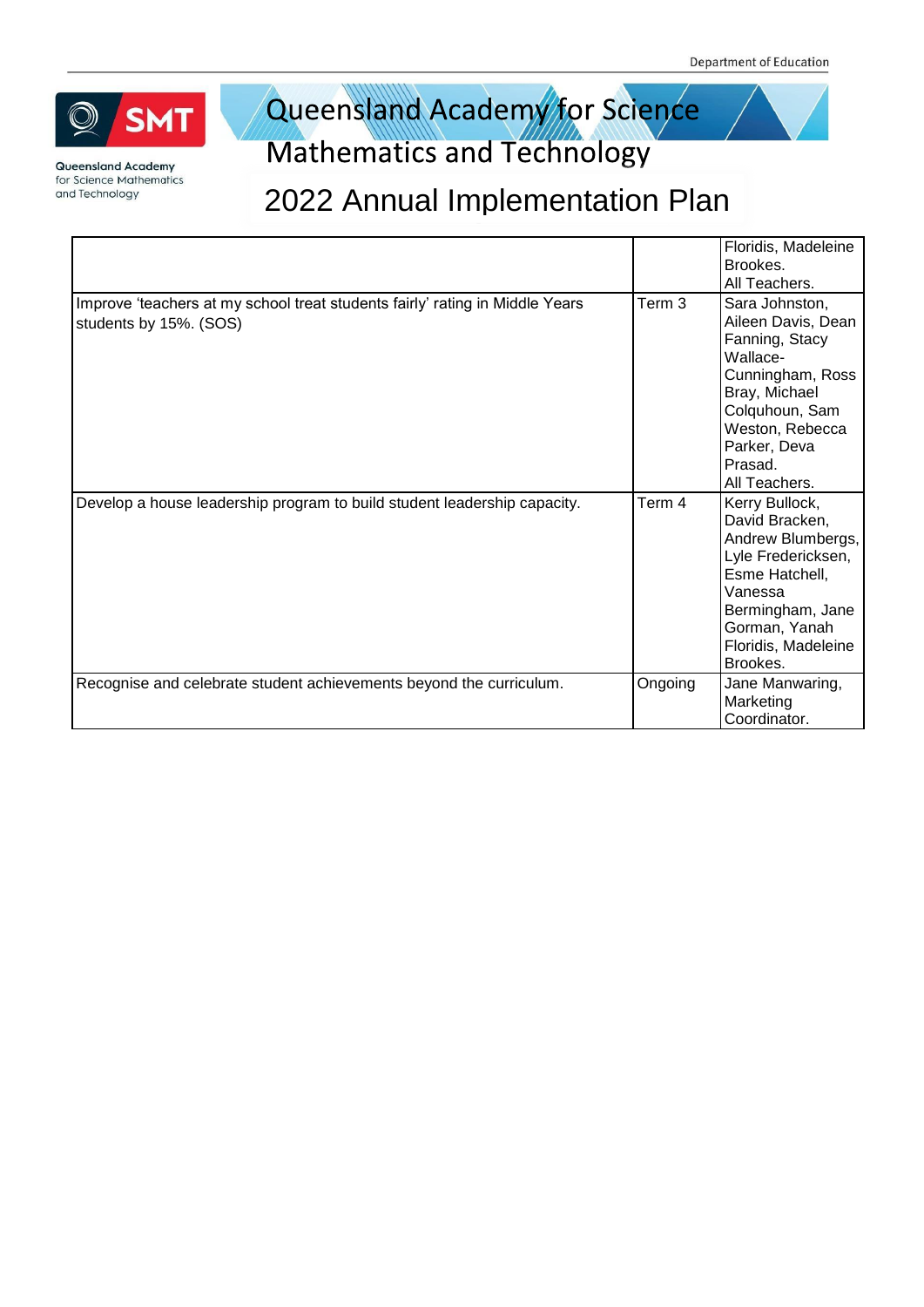| | | |
|---|---|---|
| | | Floridis, Madeleine Brookes. All Teachers. |
| Improve 'teachers at my school treat students fairly' rating in Middle Years students by 15%. (SOS) | Term 3 | Sara Johnston, Aileen Davis, Dean Fanning, Stacy Wallace-Cunningham, Ross Bray, Michael Colquhoun, Sam Weston, Rebecca Parker, Deva Prasad. All Teachers. |
| Develop a house leadership program to build student leadership capacity. | Term 4 | Kerry Bullock, David Bracken, Andrew Blumbergs, Lyle Fredericksen, Esme Hatchell, Vanessa Bermingham, Jane Gorman, Yanah Floridis, Madeleine Brookes. |
| Recognise and celebrate student achievements beyond the curriculum. | Ongoing | Jane Manwaring, Marketing Coordinator. |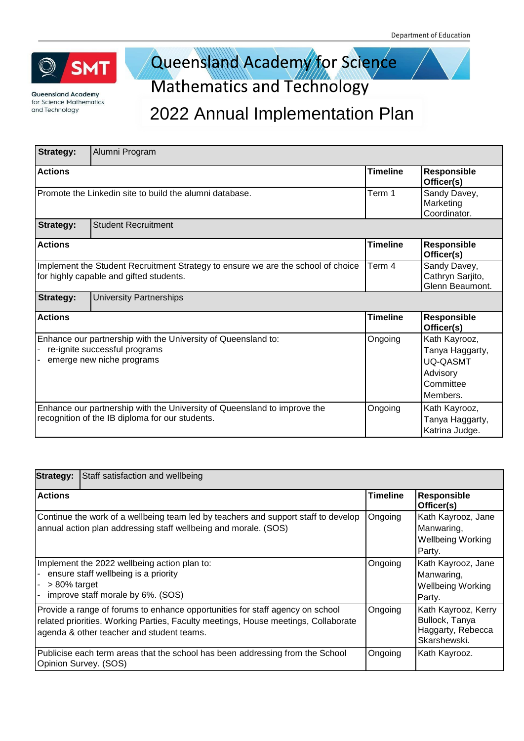# Queensland Academy for Science Mathematics and Technology

# 2022 Annual Implementation Plan

| **Strategy:** | Alumni Program | |
|---|---|---|
| **Actions** | **Timeline** | **Responsible Officer(s)** |
| Promote the Linkedin site to build the alumni database. | Term 1 | Sandy Davey, Marketing Coordinator. |

| **Strategy:** | Student Recruitment | |
|---|---|---|
| **Actions** | **Timeline** | **Responsible Officer(s)** |
| Implement the Student Recruitment Strategy to ensure we are the school of choice for highly capable and gifted students. | Term 4 | Sandy Davey, Cathryn Sarjito, Glenn Beaumont. |

| **Strategy:** | University Partnerships | |
|---|---|---|
| **Actions** | **Timeline** | **Responsible Officer(s)** |
| Enhance our partnership with the University of Queensland to:<br>- re-ignite successful programs<br>- emerge new niche programs | Ongoing | Kath Kayrooz, Tanya Haggarty, UQ-QASMT Advisory Committee Members. |
| Enhance our partnership with the University of Queensland to improve the recognition of the IB diploma for our students. | Ongoing | Kath Kayrooz, Tanya Haggarty, Katrina Judge. |

| **Strategy:** | Staff satisfaction and wellbeing | |
|---|---|---|
| **Actions** | **Timeline** | **Responsible Officer(s)** |
| Continue the work of a wellbeing team led by teachers and support staff to develop annual action plan addressing staff wellbeing and morale. (SOS) | Ongoing | Kath Kayrooz, Jane Manwaring, Wellbeing Working Party. |
| Implement the 2022 wellbeing action plan to:<br>- ensure staff wellbeing is a priority<br>- > 80% target<br>- improve staff morale by 6%. (SOS) | Ongoing | Kath Kayrooz, Jane Manwaring, Wellbeing Working Party. |
| Provide a range of forums to enhance opportunities for staff agency on school related priorities. Working Parties, Faculty meetings, House meetings, Collaborate agenda & other teacher and student teams. | Ongoing | Kath Kayrooz, Kerry Bullock, Tanya Haggarty, Rebecca Skarshewski. |
| Publicise each term areas that the school has been addressing from the School Opinion Survey. (SOS) | Ongoing | Kath Kayrooz. |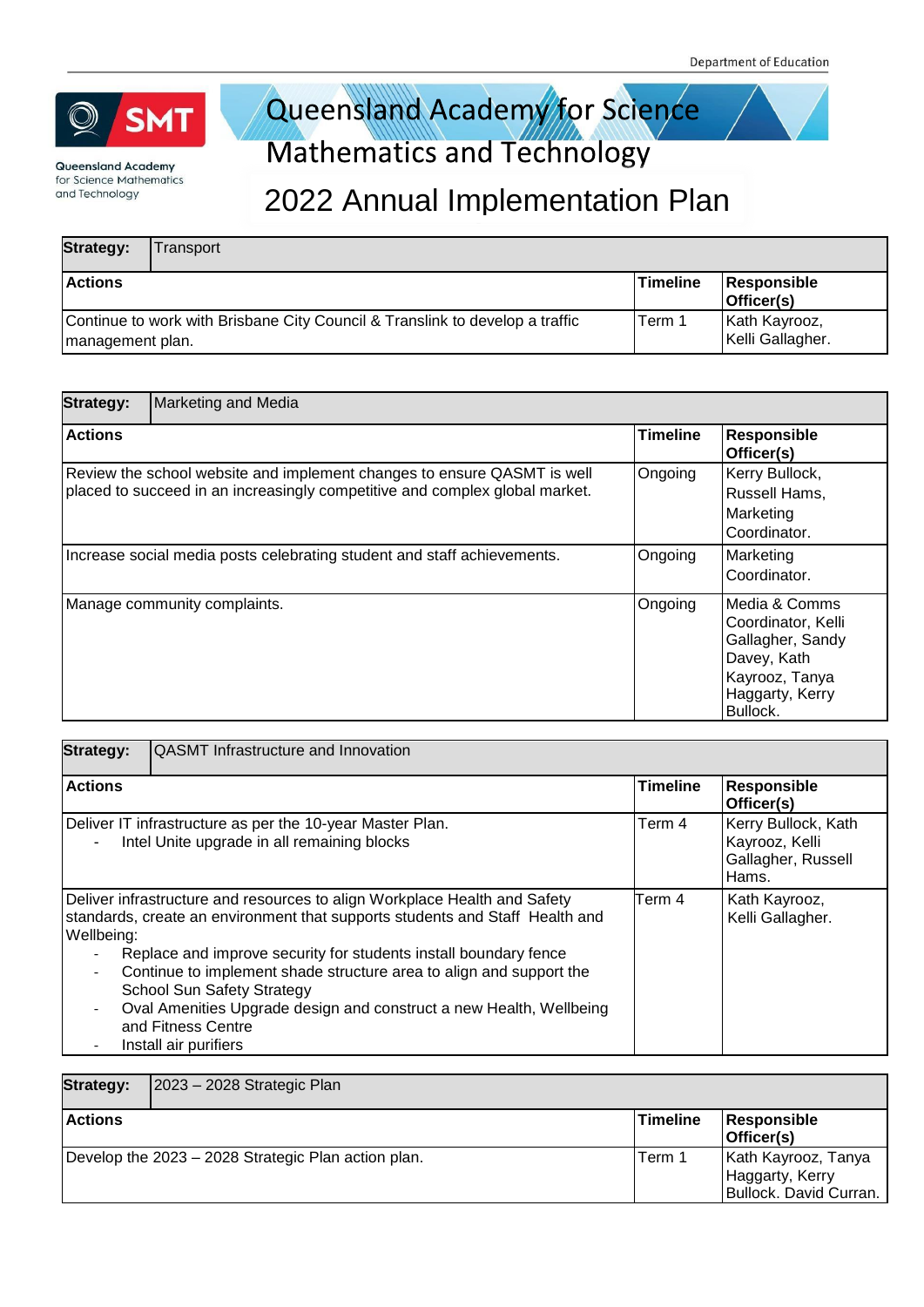# Queensland Academy for Science Mathematics and Technology

# 2022 Annual Implementation Plan

| **Strategy:** Transport | | |
|---|---|---|
| **Actions** | **Timeline** | **Responsible Officer(s)** |
| Continue to work with Brisbane City Council & Translink to develop a traffic management plan. | Term 1 | Kath Kayrooz, Kelli Gallagher. |

| **Strategy:** Marketing and Media | | |
|---|---|---|
| **Actions** | **Timeline** | **Responsible Officer(s)** |
| Review the school website and implement changes to ensure QASMT is well placed to succeed in an increasingly competitive and complex global market. | Ongoing | Kerry Bullock, Russell Hams, Marketing Coordinator. |
| Increase social media posts celebrating student and staff achievements. | Ongoing | Marketing Coordinator. |
| Manage community complaints. | Ongoing | Media & Comms Coordinator, Kelli Gallagher, Sandy Davey, Kath Kayrooz, Tanya Haggarty, Kerry Bullock. |

| **Strategy:** QASMT Infrastructure and Innovation | | |
|---|---|---|
| **Actions** | **Timeline** | **Responsible Officer(s)** |
| Deliver IT infrastructure as per the 10-year Master Plan.<br>- Intel Unite upgrade in all remaining blocks | Term 4 | Kerry Bullock, Kath Kayrooz, Kelli Gallagher, Russell Hams. |
| Deliver infrastructure and resources to align Workplace Health and Safety standards, create an environment that supports students and Staff Health and Wellbeing:<br>- Replace and improve security for students install boundary fence<br>- Continue to implement shade structure area to align and support the School Sun Safety Strategy<br>- Oval Amenities Upgrade design and construct a new Health, Wellbeing and Fitness Centre<br>- Install air purifiers | Term 4 | Kath Kayrooz, Kelli Gallagher. |

| **Strategy:** 2023 – 2028 Strategic Plan | | |
|---|---|---|
| **Actions** | **Timeline** | **Responsible Officer(s)** |
| Develop the 2023 – 2028 Strategic Plan action plan. | Term 1 | Kath Kayrooz, Tanya Haggarty, Kerry Bullock. David Curran. |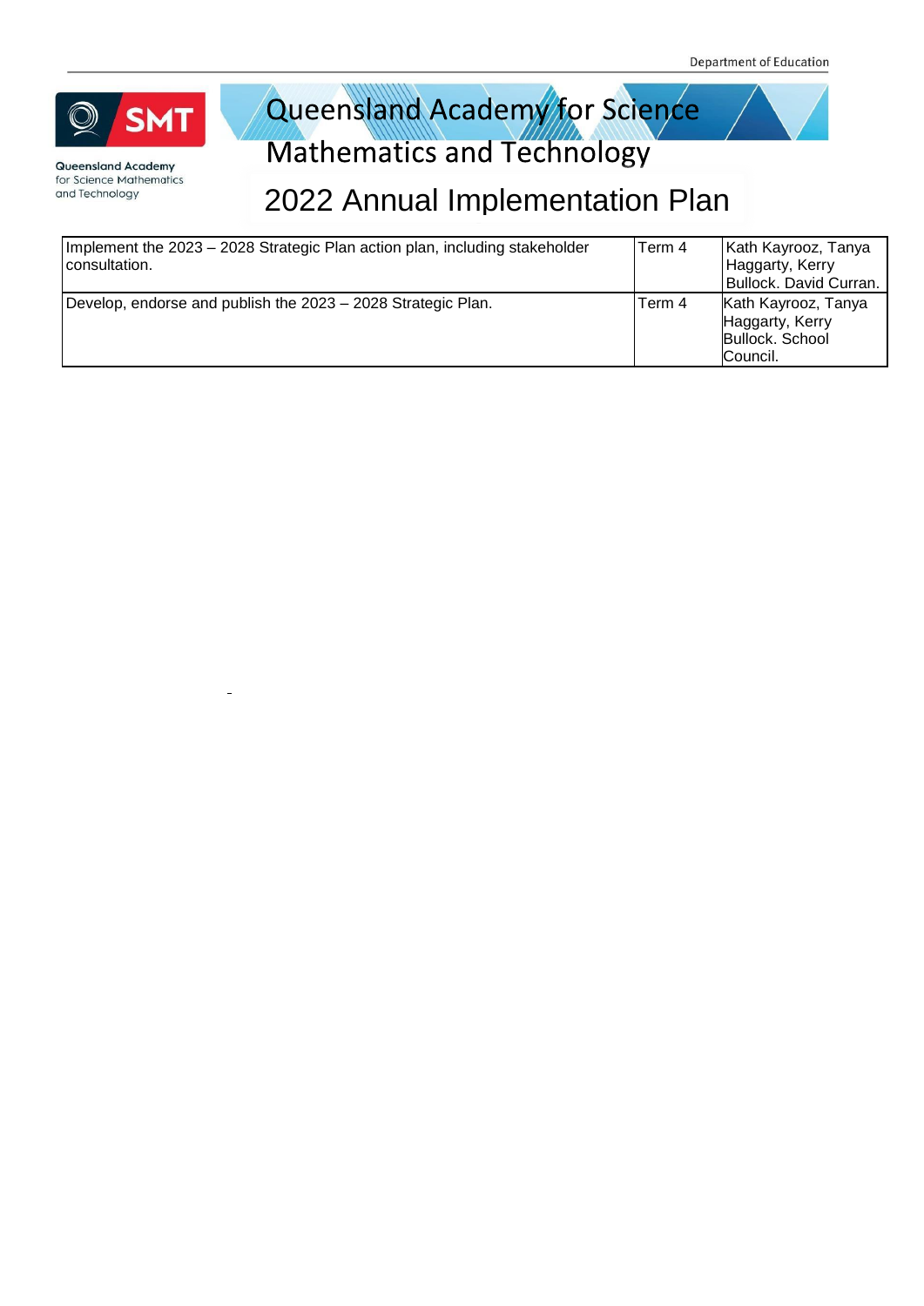# Queensland Academy for Science Mathematics and Technology

## 2022 Annual Implementation Plan

| | | |
|---|---|---|
| Implement the 2023 – 2028 Strategic Plan action plan, including stakeholder consultation. | Term 4 | Kath Kayrooz, Tanya Haggarty, Kerry Bullock. David Curran. |
| Develop, endorse and publish the 2023 – 2028 Strategic Plan. | Term 4 | Kath Kayrooz, Tanya Haggarty, Kerry Bullock. School Council. |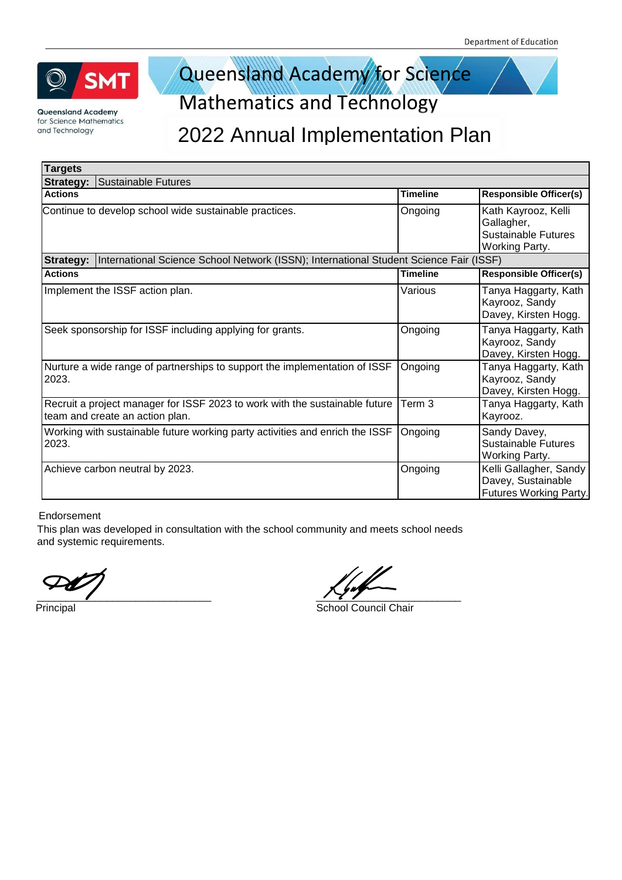Department of Education

# Queensland Academy for Science Mathematics and Technology

## 2022 Annual Implementation Plan

| Targets | | |
|---|---|---|
| **Strategy:** Sustainable Futures | | |
| **Actions** | **Timeline** | **Responsible Officer(s)** |
| Continue to develop school wide sustainable practices. | Ongoing | Kath Kayrooz, Kelli Gallagher, Sustainable Futures Working Party. |
| **Strategy:** International Science School Network (ISSN); International Student Science Fair (ISSF) | | |
| **Actions** | **Timeline** | **Responsible Officer(s)** |
| Implement the ISSF action plan. | Various | Tanya Haggarty, Kath Kayrooz, Sandy Davey, Kirsten Hogg. |
| Seek sponsorship for ISSF including applying for grants. | Ongoing | Tanya Haggarty, Kath Kayrooz, Sandy Davey, Kirsten Hogg. |
| Nurture a wide range of partnerships to support the implementation of ISSF 2023. | Ongoing | Tanya Haggarty, Kath Kayrooz, Sandy Davey, Kirsten Hogg. |
| Recruit a project manager for ISSF 2023 to work with the sustainable future team and create an action plan. | Term 3 | Tanya Haggarty, Kath Kayrooz. |
| Working with sustainable future working party activities and enrich the ISSF 2023. | Ongoing | Sandy Davey, Sustainable Futures Working Party. |
| Achieve carbon neutral by 2023. | Ongoing | Kelli Gallagher, Sandy Davey, Sustainable Futures Working Party. |

Endorsement

This plan was developed in consultation with the school community and meets school needs and systemic requirements.

\_\_\_\_\_\_\_\_\_\_\_\_\_\_\_\_\_\_\_\_\_\_\_\_\_\_\_\_\_\_
Principal

\_\_\_\_\_\_\_\_\_\_\_\_\_\_\_\_\_\_\_\_\_\_\_\_\_\_\_\_\_\_
School Council Chair